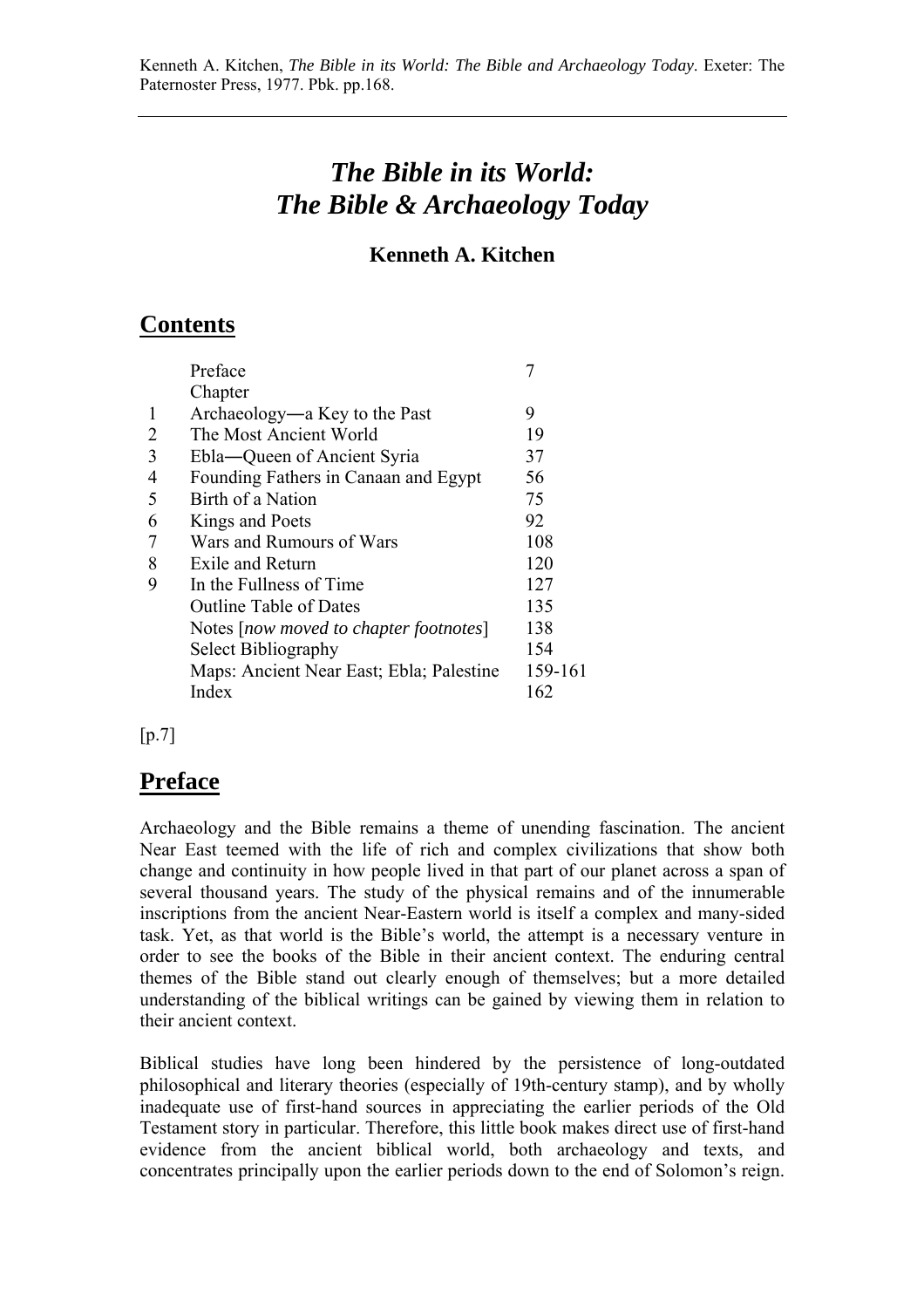Kenneth A. Kitchen, *The Bible in its World: The Bible and Archaeology Today*. Exeter: The Paternoster Press, 1977. Pbk. pp.168.

---

# *The Bible in its World: The Bible & Archaeology Today*

### Kenneth A. Kitchen

## Contents

| | | |
|---|---|---|
| | Preface | 7 |
| | Chapter | |
| 1 | Archaeology―a Key to the Past | 9 |
| 2 | The Most Ancient World | 19 |
| 3 | Ebla―Queen of Ancient Syria | 37 |
| 4 | Founding Fathers in Canaan and Egypt | 56 |
| 5 | Birth of a Nation | 75 |
| 6 | Kings and Poets | 92 |
| 7 | Wars and Rumours of Wars | 108 |
| 8 | Exile and Return | 120 |
| 9 | In the Fullness of Time | 127 |
| | Outline Table of Dates | 135 |
| | Notes [*now moved to chapter footnotes*] | 138 |
| | Select Bibliography | 154 |
| | Maps: Ancient Near East; Ebla; Palestine | 159-161 |
| | Index | 162 |

[p.7]

## Preface

Archaeology and the Bible remains a theme of unending fascination. The ancient Near East teemed with the life of rich and complex civilizations that show both change and continuity in how people lived in that part of our planet across a span of several thousand years. The study of the physical remains and of the innumerable inscriptions from the ancient Near-Eastern world is itself a complex and many-sided task. Yet, as that world is the Bible's world, the attempt is a necessary venture in order to see the books of the Bible in their ancient context. The enduring central themes of the Bible stand out clearly enough of themselves; but a more detailed understanding of the biblical writings can be gained by viewing them in relation to their ancient context.

Biblical studies have long been hindered by the persistence of long-outdated philosophical and literary theories (especially of 19th-century stamp), and by wholly inadequate use of first-hand sources in appreciating the earlier periods of the Old Testament story in particular. Therefore, this little book makes direct use of first-hand evidence from the ancient biblical world, both archaeology and texts, and concentrates principally upon the earlier periods down to the end of Solomon's reign.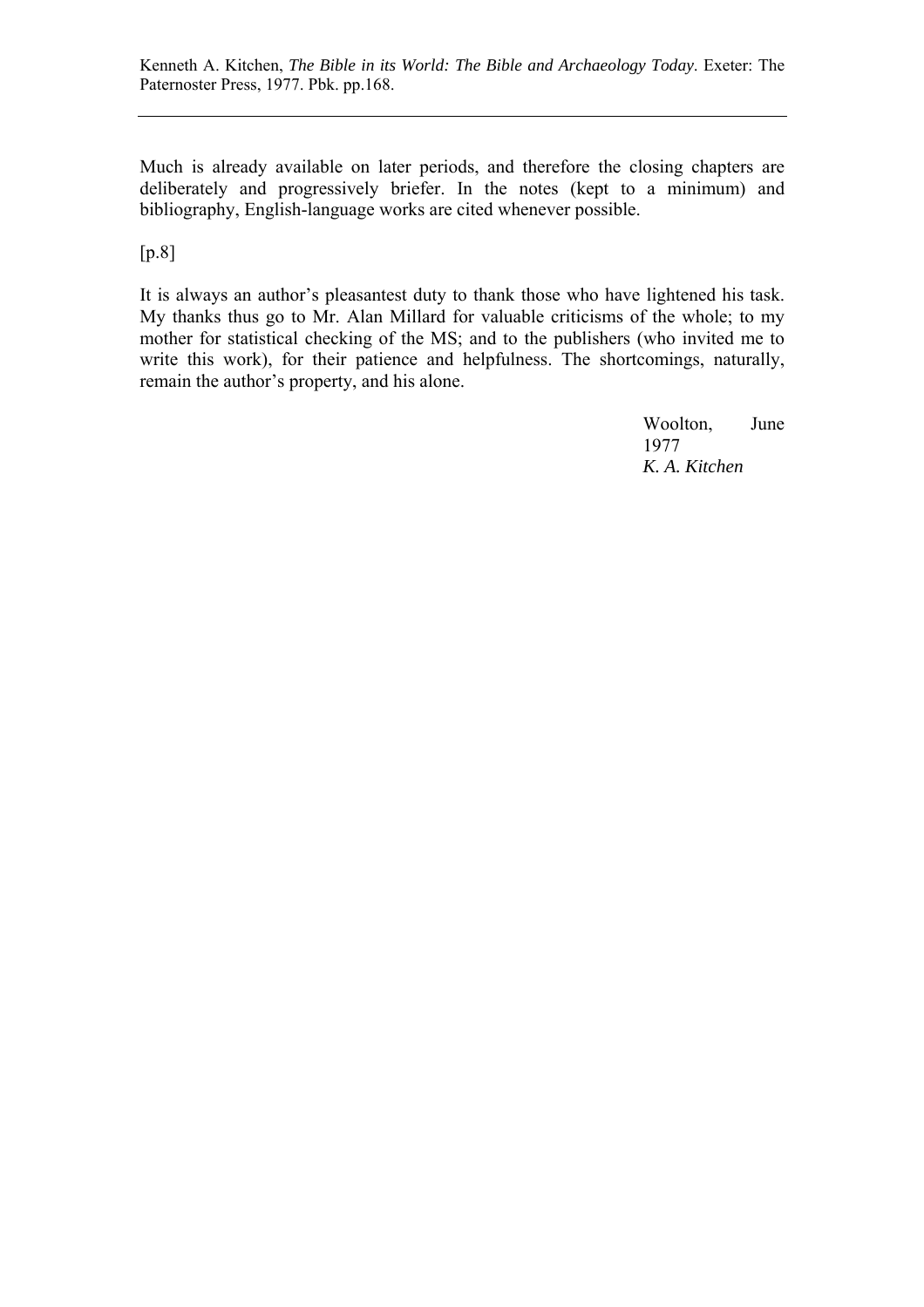Much is already available on later periods, and therefore the closing chapters are deliberately and progressively briefer. In the notes (kept to a minimum) and bibliography, English-language works are cited whenever possible.

[p.8]

It is always an author's pleasantest duty to thank those who have lightened his task. My thanks thus go to Mr. Alan Millard for valuable criticisms of the whole; to my mother for statistical checking of the MS; and to the publishers (who invited me to write this work), for their patience and helpfulness. The shortcomings, naturally, remain the author's property, and his alone.

Woolton, June 1977
*K. A. Kitchen*